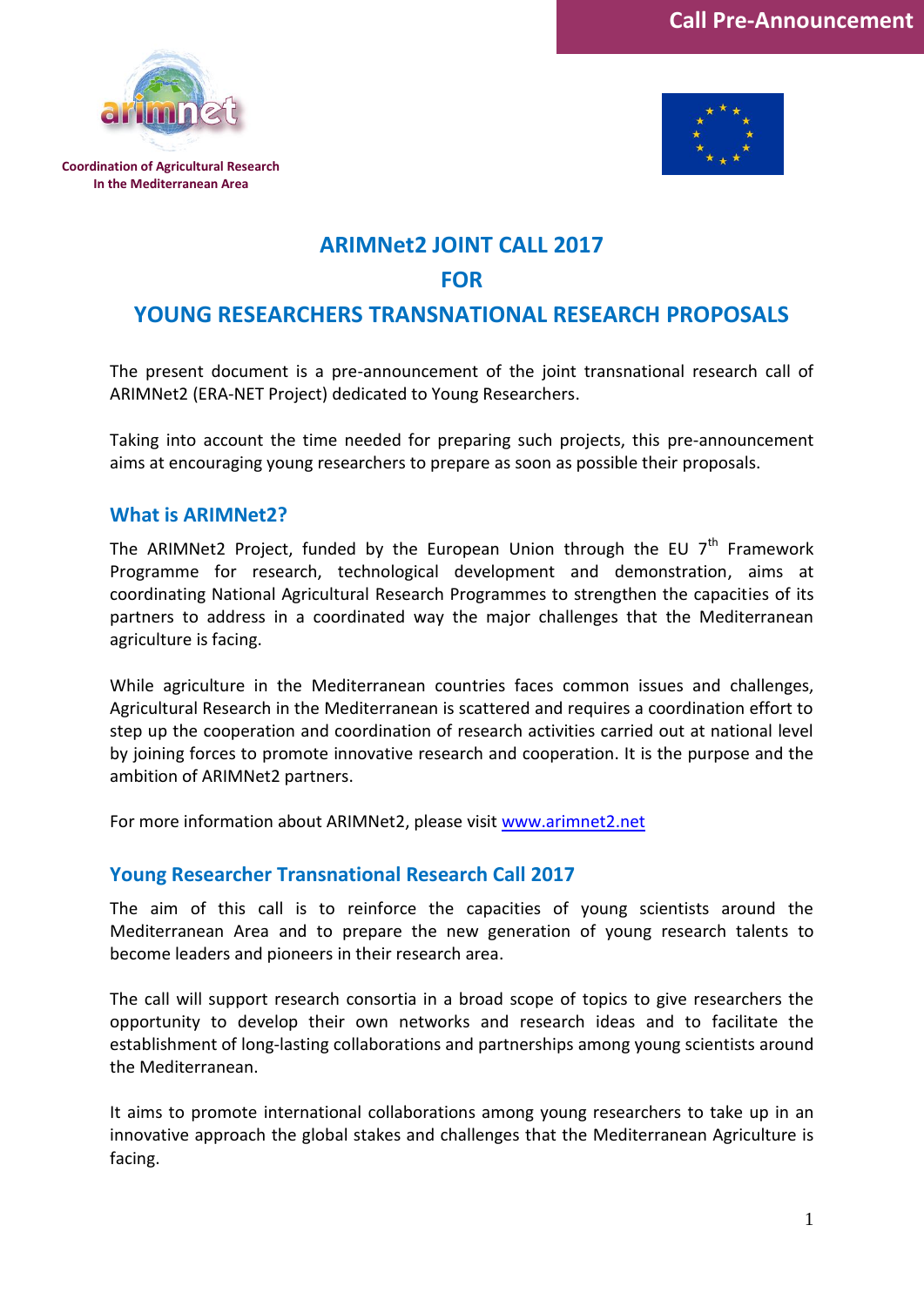Call Pre-Announcement

Coordination of Agricultural Research
In the Mediterranean Area

# ARIMNet2 JOINT CALL 2017
# FOR
# YOUNG RESEARCHERS TRANSNATIONAL RESEARCH PROPOSALS

The present document is a pre-announcement of the joint transnational research call of ARIMNet2 (ERA-NET Project) dedicated to Young Researchers.

Taking into account the time needed for preparing such projects, this pre-announcement aims at encouraging young researchers to prepare as soon as possible their proposals.

## What is ARIMNet2?

The ARIMNet2 Project, funded by the European Union through the EU 7th Framework Programme for research, technological development and demonstration, aims at coordinating National Agricultural Research Programmes to strengthen the capacities of its partners to address in a coordinated way the major challenges that the Mediterranean agriculture is facing.

While agriculture in the Mediterranean countries faces common issues and challenges, Agricultural Research in the Mediterranean is scattered and requires a coordination effort to step up the cooperation and coordination of research activities carried out at national level by joining forces to promote innovative research and cooperation. It is the purpose and the ambition of ARIMNet2 partners.

For more information about ARIMNet2, please visit [www.arimnet2.net](www.arimnet2.net)

## Young Researcher Transnational Research Call 2017

The aim of this call is to reinforce the capacities of young scientists around the Mediterranean Area and to prepare the new generation of young research talents to become leaders and pioneers in their research area.

The call will support research consortia in a broad scope of topics to give researchers the opportunity to develop their own networks and research ideas and to facilitate the establishment of long-lasting collaborations and partnerships among young scientists around the Mediterranean.

It aims to promote international collaborations among young researchers to take up in an innovative approach the global stakes and challenges that the Mediterranean Agriculture is facing.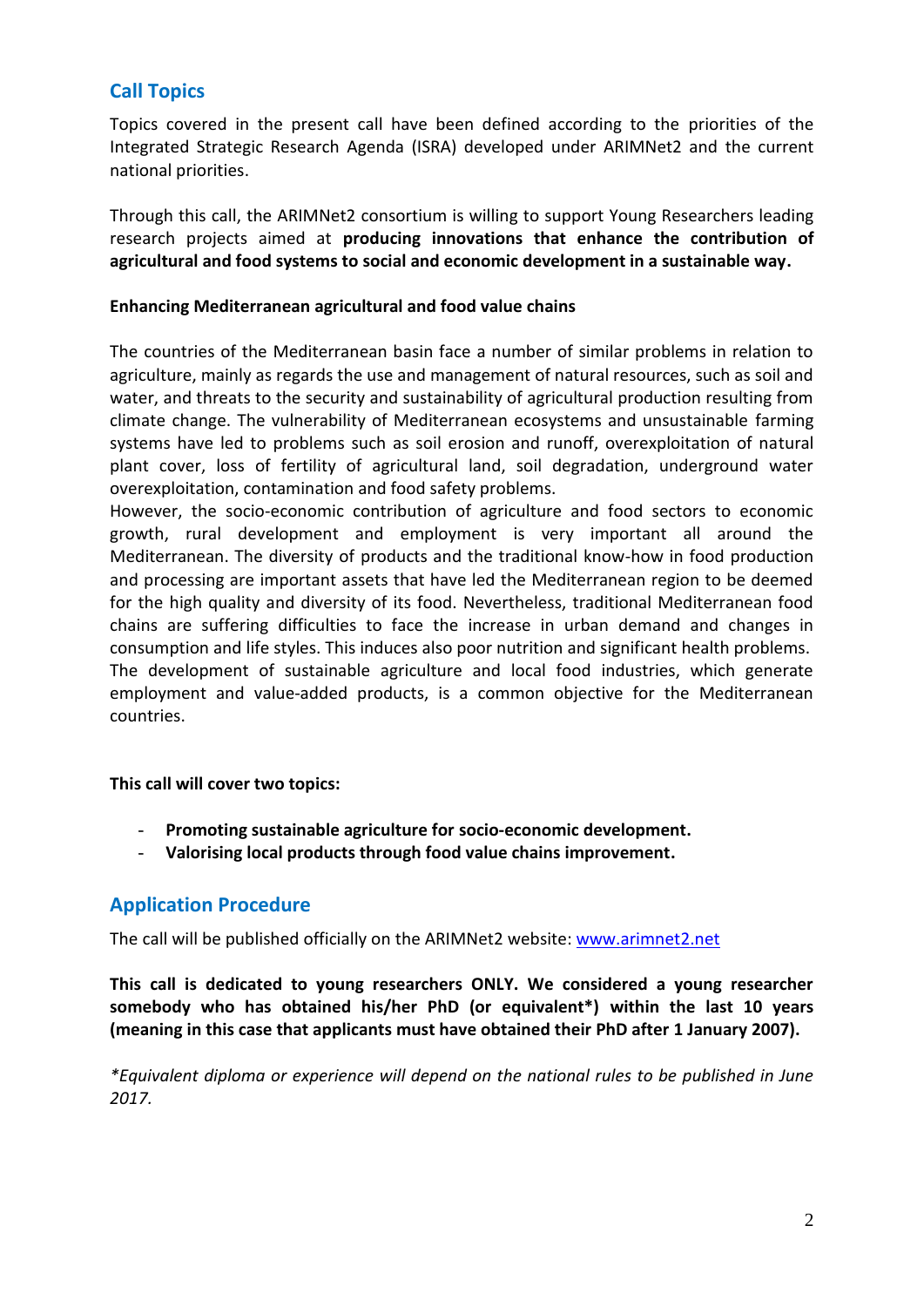## Call Topics

Topics covered in the present call have been defined according to the priorities of the Integrated Strategic Research Agenda (ISRA) developed under ARIMNet2 and the current national priorities.

Through this call, the ARIMNet2 consortium is willing to support Young Researchers leading research projects aimed at **producing innovations that enhance the contribution of agricultural and food systems to social and economic development in a sustainable way.**

**Enhancing Mediterranean agricultural and food value chains**

The countries of the Mediterranean basin face a number of similar problems in relation to agriculture, mainly as regards the use and management of natural resources, such as soil and water, and threats to the security and sustainability of agricultural production resulting from climate change. The vulnerability of Mediterranean ecosystems and unsustainable farming systems have led to problems such as soil erosion and runoff, overexploitation of natural plant cover, loss of fertility of agricultural land, soil degradation, underground water overexploitation, contamination and food safety problems.
However, the socio-economic contribution of agriculture and food sectors to economic growth, rural development and employment is very important all around the Mediterranean. The diversity of products and the traditional know-how in food production and processing are important assets that have led the Mediterranean region to be deemed for the high quality and diversity of its food. Nevertheless, traditional Mediterranean food chains are suffering difficulties to face the increase in urban demand and changes in consumption and life styles. This induces also poor nutrition and significant health problems.
The development of sustainable agriculture and local food industries, which generate employment and value-added products, is a common objective for the Mediterranean countries.

**This call will cover two topics:**

- **Promoting sustainable agriculture for socio-economic development.**
- **Valorising local products through food value chains improvement.**

## Application Procedure

The call will be published officially on the ARIMNet2 website: www.arimnet2.net

**This call is dedicated to young researchers ONLY. We considered a young researcher somebody who has obtained his/her PhD (or equivalent*) within the last 10 years (meaning in this case that applicants must have obtained their PhD after 1 January 2007).**

*\*Equivalent diploma or experience will depend on the national rules to be published in June 2017.*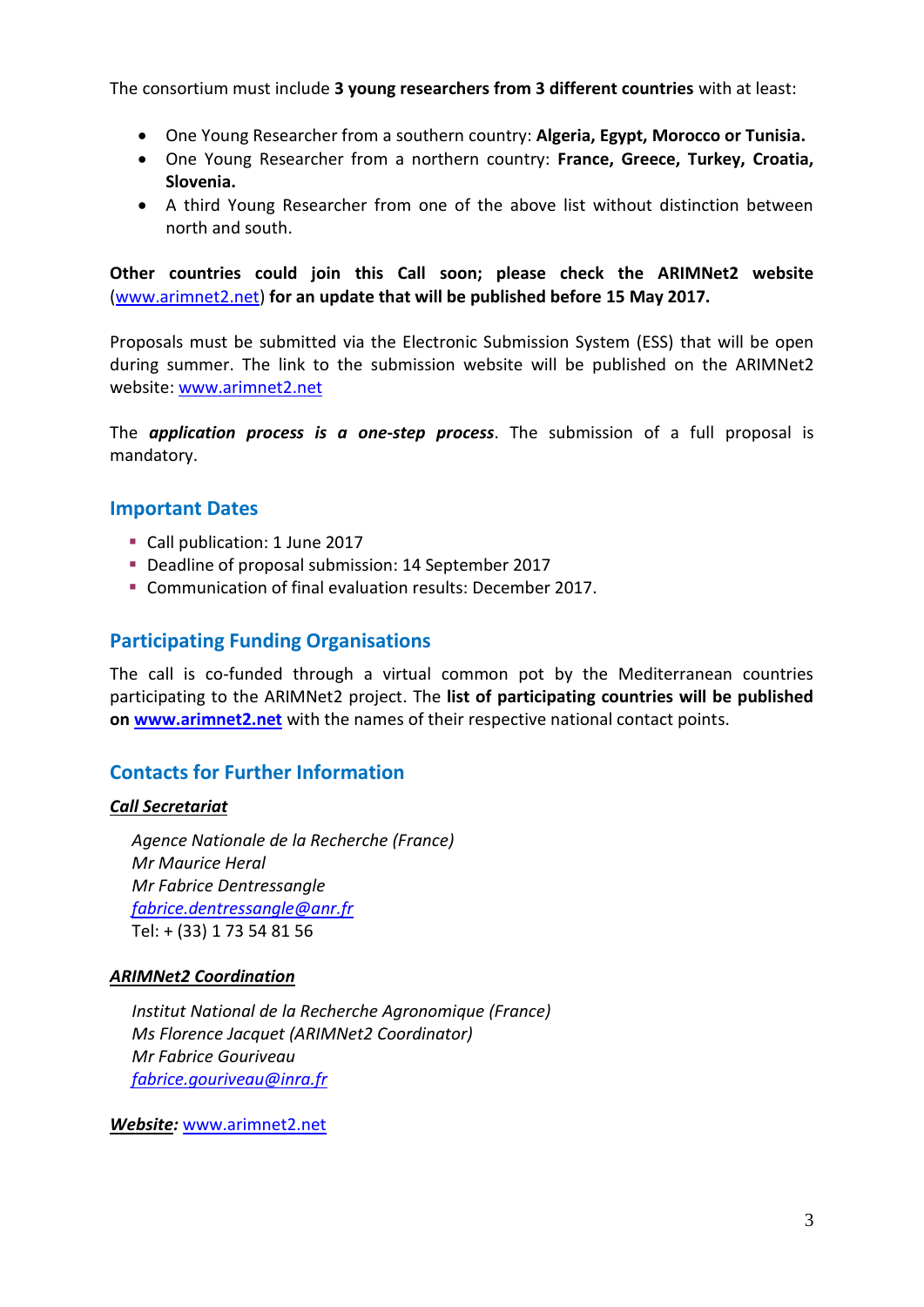The consortium must include **3 young researchers from 3 different countries** with at least:

- One Young Researcher from a southern country: **Algeria, Egypt, Morocco or Tunisia.**
- One Young Researcher from a northern country: **France, Greece, Turkey, Croatia, Slovenia.**
- A third Young Researcher from one of the above list without distinction between north and south.

**Other countries could join this Call soon; please check the ARIMNet2 website** (www.arimnet2.net) **for an update that will be published before 15 May 2017.**

Proposals must be submitted via the Electronic Submission System (ESS) that will be open during summer. The link to the submission website will be published on the ARIMNet2 website: www.arimnet2.net

The ***application process is a one-step process***. The submission of a full proposal is mandatory.

## Important Dates

- Call publication: 1 June 2017
- Deadline of proposal submission: 14 September 2017
- Communication of final evaluation results: December 2017.

## Participating Funding Organisations

The call is co-funded through a virtual common pot by the Mediterranean countries participating to the ARIMNet2 project. The **list of participating countries will be published on www.arimnet2.net** with the names of their respective national contact points.

## Contacts for Further Information

***Call Secretariat***

*Agence Nationale de la Recherche (France)*
*Mr Maurice Heral*
*Mr Fabrice Dentressangle*
*fabrice.dentressangle@anr.fr*
Tel: + (33) 1 73 54 81 56

***ARIMNet2 Coordination***

*Institut National de la Recherche Agronomique (France)*
*Ms Florence Jacquet (ARIMNet2 Coordinator)*
*Mr Fabrice Gouriveau*
*fabrice.gouriveau@inra.fr*

***Website:*** www.arimnet2.net